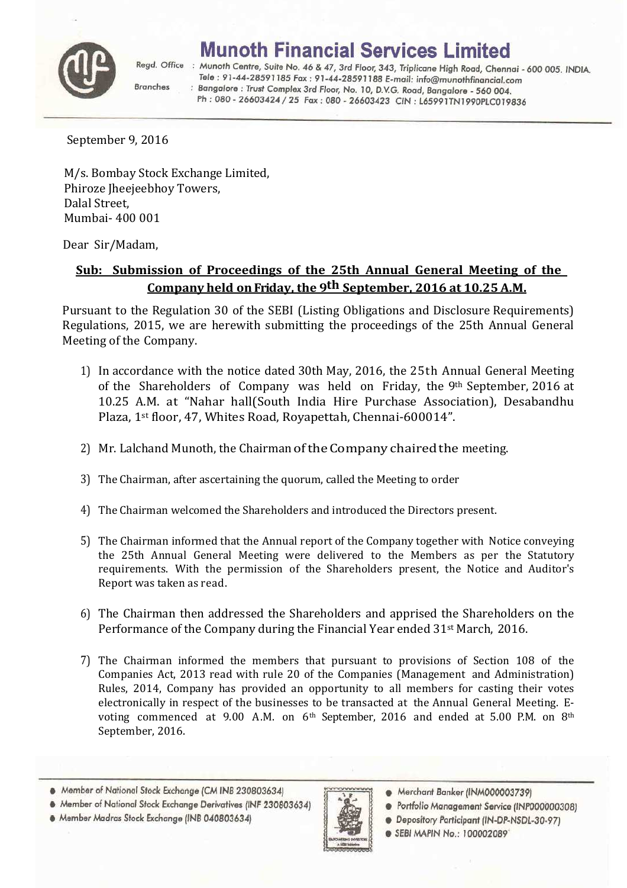# Munoth Financial Services Limited

Regd. Office : Munoth Centre, Suite No. 46 & 47, 3rd Floor, 343, Triplicane High Road, Chennai - 600 005. INDIA.
Tele : 91-44-28591185 Fax : 91-44-28591188 E-mail: info@munothfinancial.com

Branches : Bangalore : Trust Complex 3rd Floor, No. 10, D.V.G. Road, Bangalore - 560 004.
Ph : 080 - 26603424 / 25 Fax : 080 - 26603423 CIN : L65991TN1990PLC019836

September 9, 2016

M/s. Bombay Stock Exchange Limited,
Phiroze Jheejeebhoy Towers,
Dalal Street,
Mumbai- 400 001

Dear Sir/Madam,

**Sub: Submission of Proceedings of the 25th Annual General Meeting of the Company held on Friday, the 9th September, 2016 at 10.25 A.M.**

Pursuant to the Regulation 30 of the SEBI (Listing Obligations and Disclosure Requirements) Regulations, 2015, we are herewith submitting the proceedings of the 25th Annual General Meeting of the Company.

1) In accordance with the notice dated 30th May, 2016, the 25th Annual General Meeting of the Shareholders of Company was held on Friday, the 9th September, 2016 at 10.25 A.M. at "Nahar hall(South India Hire Purchase Association), Desabandhu Plaza, 1st floor, 47, Whites Road, Royapettah, Chennai-600014".

2) Mr. Lalchand Munoth, the Chairman of the Company chaired the meeting.

3) The Chairman, after ascertaining the quorum, called the Meeting to order

4) The Chairman welcomed the Shareholders and introduced the Directors present.

5) The Chairman informed that the Annual report of the Company together with Notice conveying the 25th Annual General Meeting were delivered to the Members as per the Statutory requirements. With the permission of the Shareholders present, the Notice and Auditor's Report was taken as read.

6) The Chairman then addressed the Shareholders and apprised the Shareholders on the Performance of the Company during the Financial Year ended 31st March, 2016.

7) The Chairman informed the members that pursuant to provisions of Section 108 of the Companies Act, 2013 read with rule 20 of the Companies (Management and Administration) Rules, 2014, Company has provided an opportunity to all members for casting their votes electronically in respect of the businesses to be transacted at the Annual General Meeting. E-voting commenced at 9.00 A.M. on 6th September, 2016 and ended at 5.00 P.M. on 8th September, 2016.

- Member of National Stock Exchange (CM INB 230803634)
- Member of National Stock Exchange Derivatives (INF 230803634)
- Member Madras Stock Exchange (INB 040803634)
- Merchant Banker (INM000003739)
- Portfolio Management Service (INP000000308)
- Depository Participant (IN-DP-NSDL-30-97)
- SEBI MAPIN No.: 100002089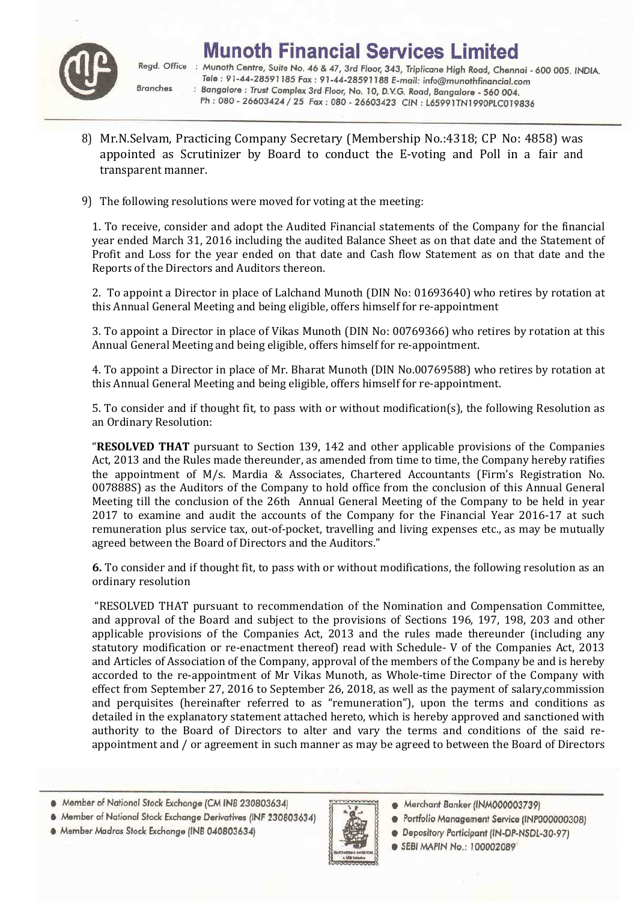8) Mr.N.Selvam, Practicing Company Secretary (Membership No.:4318; CP No: 4858) was appointed as Scrutinizer by Board to conduct the E-voting and Poll in a fair and transparent manner.

9) The following resolutions were moved for voting at the meeting:

1. To receive, consider and adopt the Audited Financial statements of the Company for the financial year ended March 31, 2016 including the audited Balance Sheet as on that date and the Statement of Profit and Loss for the year ended on that date and Cash flow Statement as on that date and the Reports of the Directors and Auditors thereon.

2. To appoint a Director in place of Lalchand Munoth (DIN No: 01693640) who retires by rotation at this Annual General Meeting and being eligible, offers himself for re-appointment

3. To appoint a Director in place of Vikas Munoth (DIN No: 00769366) who retires by rotation at this Annual General Meeting and being eligible, offers himself for re-appointment.

4. To appoint a Director in place of Mr. Bharat Munoth (DIN No.00769588) who retires by rotation at this Annual General Meeting and being eligible, offers himself for re-appointment.

5. To consider and if thought fit, to pass with or without modification(s), the following Resolution as an Ordinary Resolution:

"**RESOLVED THAT** pursuant to Section 139, 142 and other applicable provisions of the Companies Act, 2013 and the Rules made thereunder, as amended from time to time, the Company hereby ratifies the appointment of M/s. Mardia & Associates, Chartered Accountants (Firm's Registration No. 007888S) as the Auditors of the Company to hold office from the conclusion of this Annual General Meeting till the conclusion of the 26th Annual General Meeting of the Company to be held in year 2017 to examine and audit the accounts of the Company for the Financial Year 2016-17 at such remuneration plus service tax, out-of-pocket, travelling and living expenses etc., as may be mutually agreed between the Board of Directors and the Auditors."

**6.** To consider and if thought fit, to pass with or without modifications, the following resolution as an ordinary resolution

"RESOLVED THAT pursuant to recommendation of the Nomination and Compensation Committee, and approval of the Board and subject to the provisions of Sections 196, 197, 198, 203 and other applicable provisions of the Companies Act, 2013 and the rules made thereunder (including any statutory modification or re-enactment thereof) read with Schedule- V of the Companies Act, 2013 and Articles of Association of the Company, approval of the members of the Company be and is hereby accorded to the re-appointment of Mr Vikas Munoth, as Whole-time Director of the Company with effect from September 27, 2016 to September 26, 2018, as well as the payment of salary,commission and perquisites (hereinafter referred to as "remuneration"), upon the terms and conditions as detailed in the explanatory statement attached hereto, which is hereby approved and sanctioned with authority to the Board of Directors to alter and vary the terms and conditions of the said re-appointment and / or agreement in such manner as may be agreed to between the Board of Directors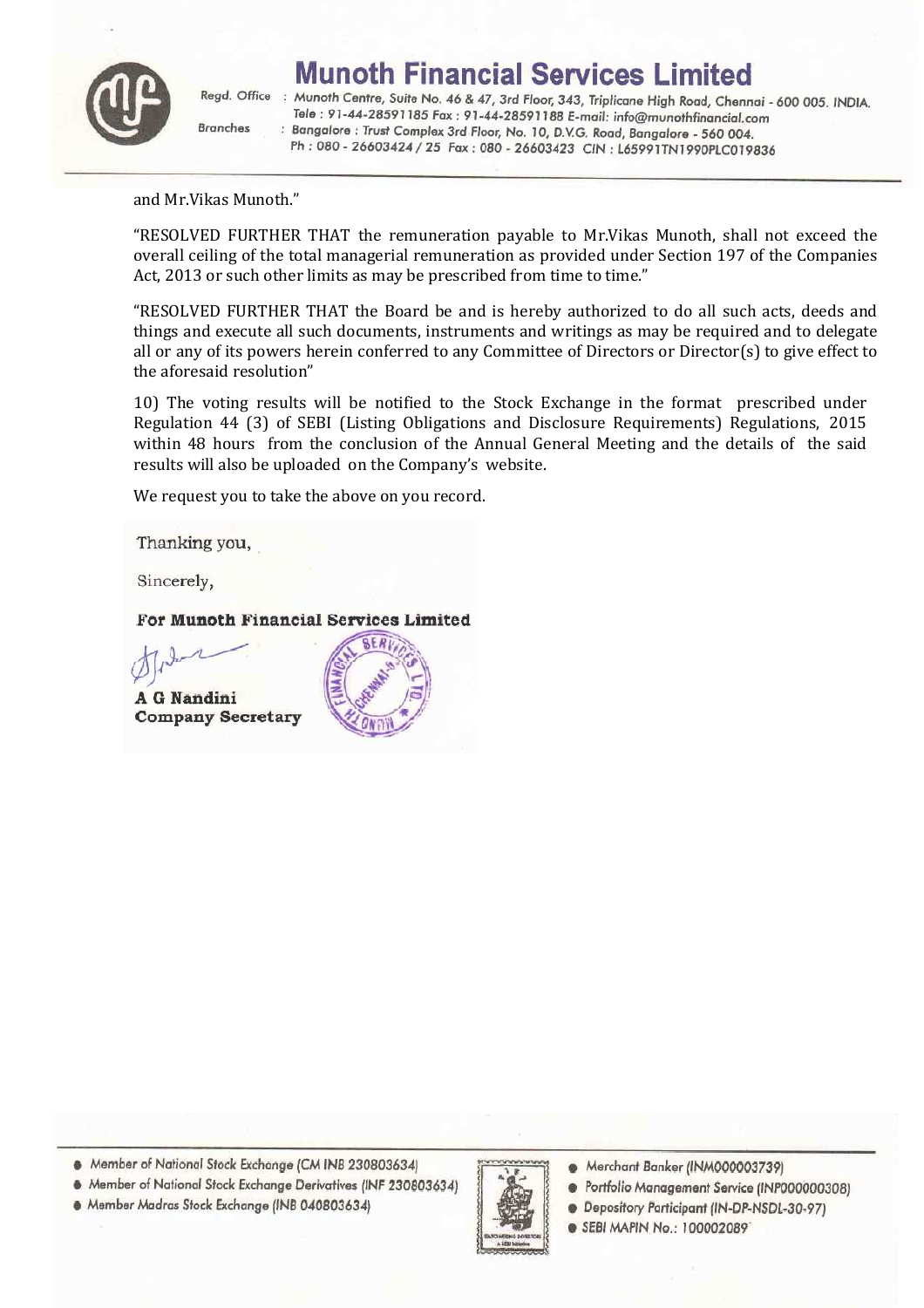and Mr.Vikas Munoth."

"RESOLVED FURTHER THAT the remuneration payable to Mr.Vikas Munoth, shall not exceed the overall ceiling of the total managerial remuneration as provided under Section 197 of the Companies Act, 2013 or such other limits as may be prescribed from time to time."

"RESOLVED FURTHER THAT the Board be and is hereby authorized to do all such acts, deeds and things and execute all such documents, instruments and writings as may be required and to delegate all or any of its powers herein conferred to any Committee of Directors or Director(s) to give effect to the aforesaid resolution"

10) The voting results will be notified to the Stock Exchange in the format prescribed under Regulation 44 (3) of SEBI (Listing Obligations and Disclosure Requirements) Regulations, 2015 within 48 hours from the conclusion of the Annual General Meeting and the details of the said results will also be uploaded on the Company's website.

We request you to take the above on you record.

Thanking you,

Sincerely,

**For Munoth Financial Services Limited**

**A G Nandini**
**Company Secretary**